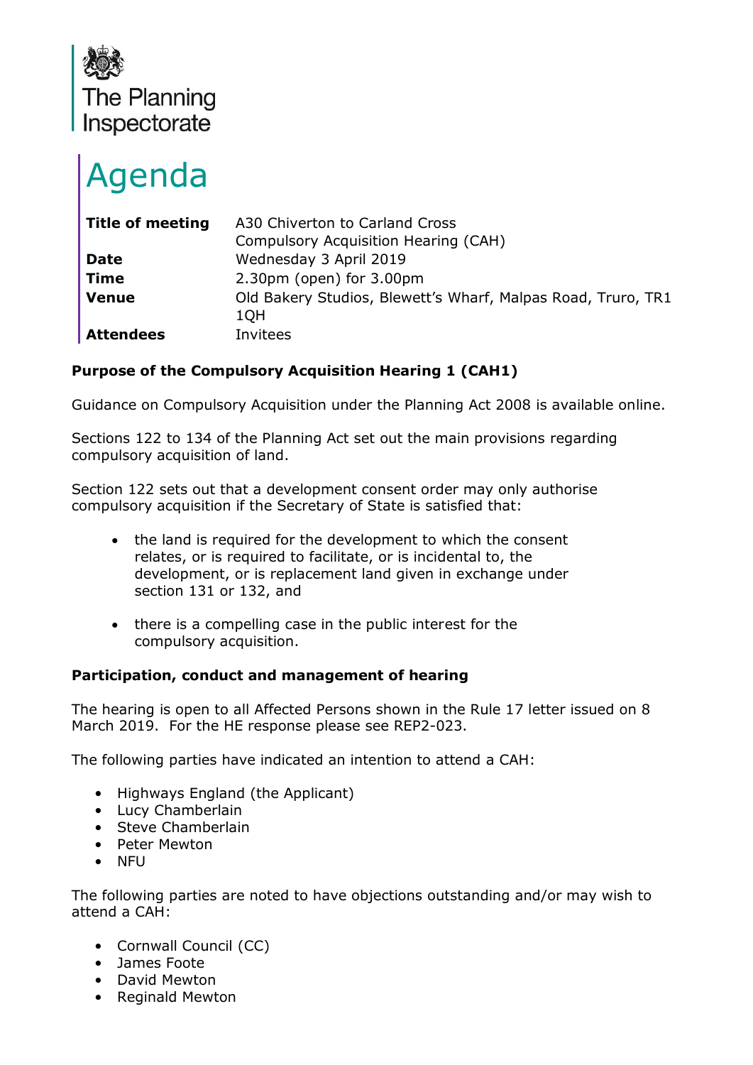The Planning Inspectorate

# Agenda

| | |
|---|---|
| **Title of meeting** | A30 Chiverton to Carland Cross Compulsory Acquisition Hearing (CAH) |
| **Date** | Wednesday 3 April 2019 |
| **Time** | 2.30pm (open) for 3.00pm |
| **Venue** | Old Bakery Studios, Blewett's Wharf, Malpas Road, Truro, TR1 1QH |
| **Attendees** | Invitees |

**Purpose of the Compulsory Acquisition Hearing 1 (CAH1)**

Guidance on Compulsory Acquisition under the Planning Act 2008 is available online.

Sections 122 to 134 of the Planning Act set out the main provisions regarding compulsory acquisition of land.

Section 122 sets out that a development consent order may only authorise compulsory acquisition if the Secretary of State is satisfied that:

- the land is required for the development to which the consent relates, or is required to facilitate, or is incidental to, the development, or is replacement land given in exchange under section 131 or 132, and
- there is a compelling case in the public interest for the compulsory acquisition.

**Participation, conduct and management of hearing**

The hearing is open to all Affected Persons shown in the Rule 17 letter issued on 8 March 2019. For the HE response please see REP2-023.

The following parties have indicated an intention to attend a CAH:

- Highways England (the Applicant)
- Lucy Chamberlain
- Steve Chamberlain
- Peter Mewton
- NFU

The following parties are noted to have objections outstanding and/or may wish to attend a CAH:

- Cornwall Council (CC)
- James Foote
- David Mewton
- Reginald Mewton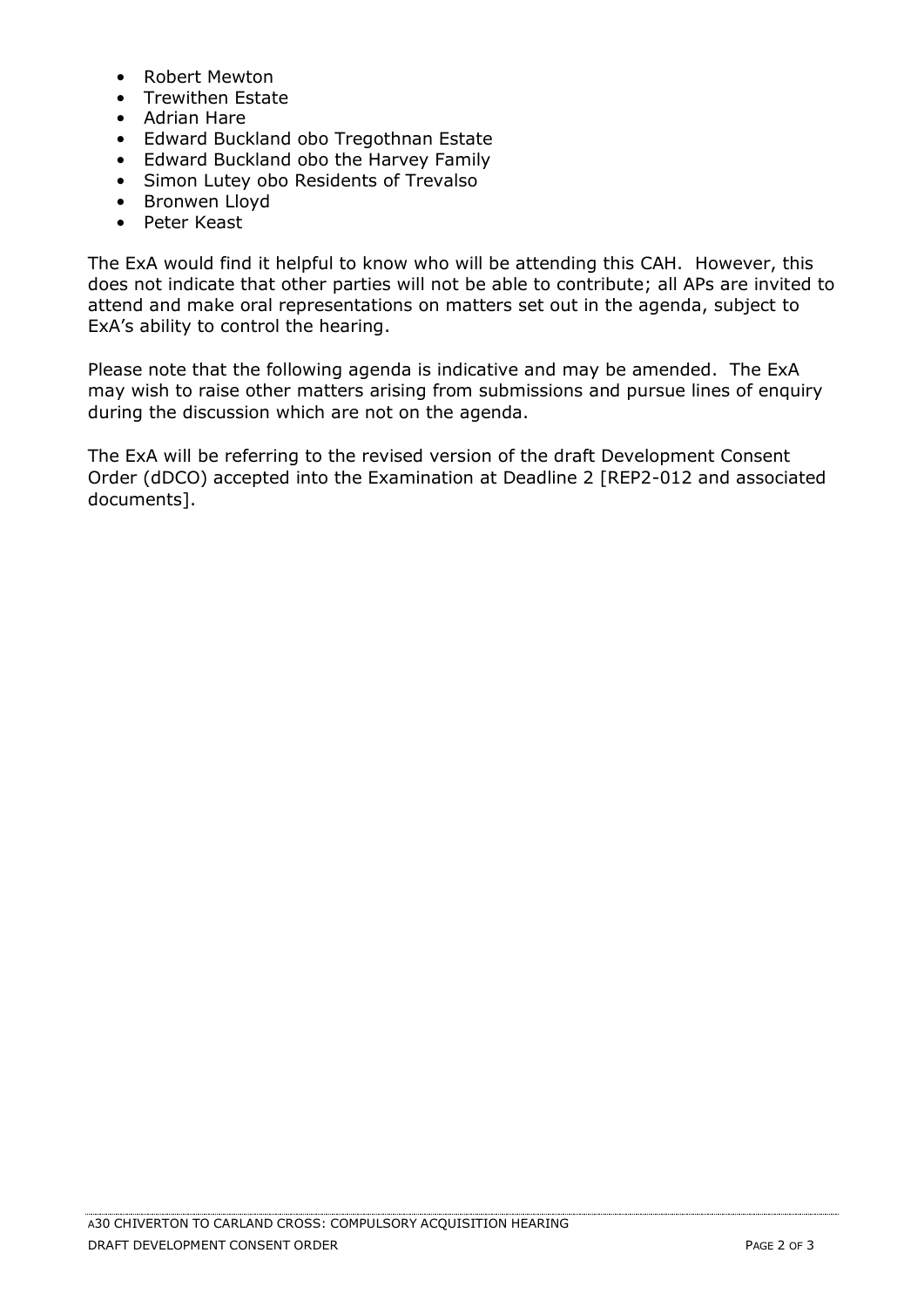- Robert Mewton
- Trewithen Estate
- Adrian Hare
- Edward Buckland obo Tregothnan Estate
- Edward Buckland obo the Harvey Family
- Simon Lutey obo Residents of Trevalso
- Bronwen Lloyd
- Peter Keast

The ExA would find it helpful to know who will be attending this CAH. However, this does not indicate that other parties will not be able to contribute; all APs are invited to attend and make oral representations on matters set out in the agenda, subject to ExA's ability to control the hearing.

Please note that the following agenda is indicative and may be amended. The ExA may wish to raise other matters arising from submissions and pursue lines of enquiry during the discussion which are not on the agenda.

The ExA will be referring to the revised version of the draft Development Consent Order (dDCO) accepted into the Examination at Deadline 2 [REP2-012 and associated documents].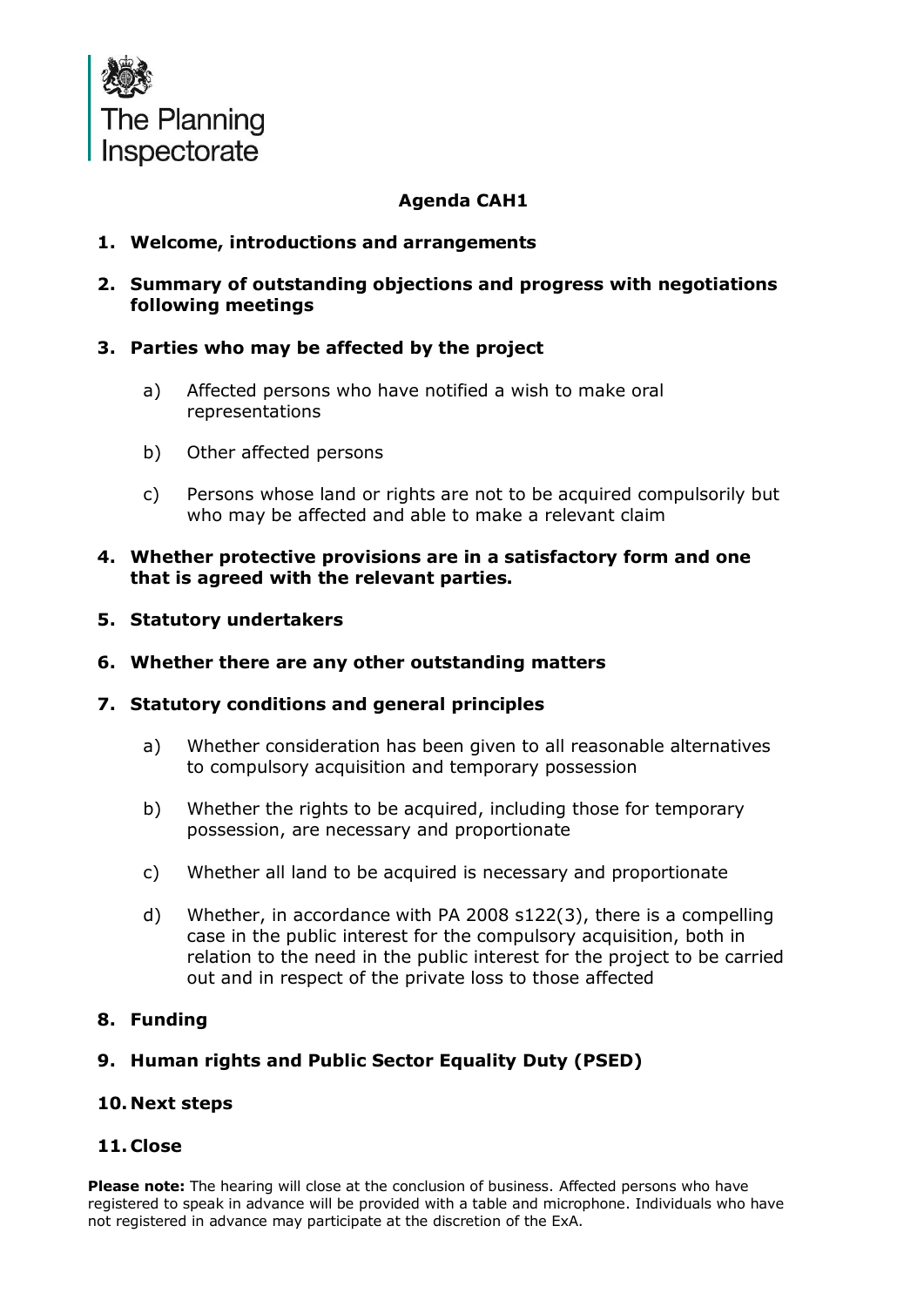The Planning Inspectorate

# Agenda CAH1

1. **Welcome, introductions and arrangements**

2. **Summary of outstanding objections and progress with negotiations following meetings**

3. **Parties who may be affected by the project**

    a) Affected persons who have notified a wish to make oral representations

    b) Other affected persons

    c) Persons whose land or rights are not to be acquired compulsorily but who may be affected and able to make a relevant claim

4. **Whether protective provisions are in a satisfactory form and one that is agreed with the relevant parties.**

5. **Statutory undertakers**

6. **Whether there are any other outstanding matters**

7. **Statutory conditions and general principles**

    a) Whether consideration has been given to all reasonable alternatives to compulsory acquisition and temporary possession

    b) Whether the rights to be acquired, including those for temporary possession, are necessary and proportionate

    c) Whether all land to be acquired is necessary and proportionate

    d) Whether, in accordance with PA 2008 s122(3), there is a compelling case in the public interest for the compulsory acquisition, both in relation to the need in the public interest for the project to be carried out and in respect of the private loss to those affected

8. **Funding**

9. **Human rights and Public Sector Equality Duty (PSED)**

10. **Next steps**

11. **Close**

**Please note:** The hearing will close at the conclusion of business. Affected persons who have registered to speak in advance will be provided with a table and microphone. Individuals who have not registered in advance may participate at the discretion of the ExA.